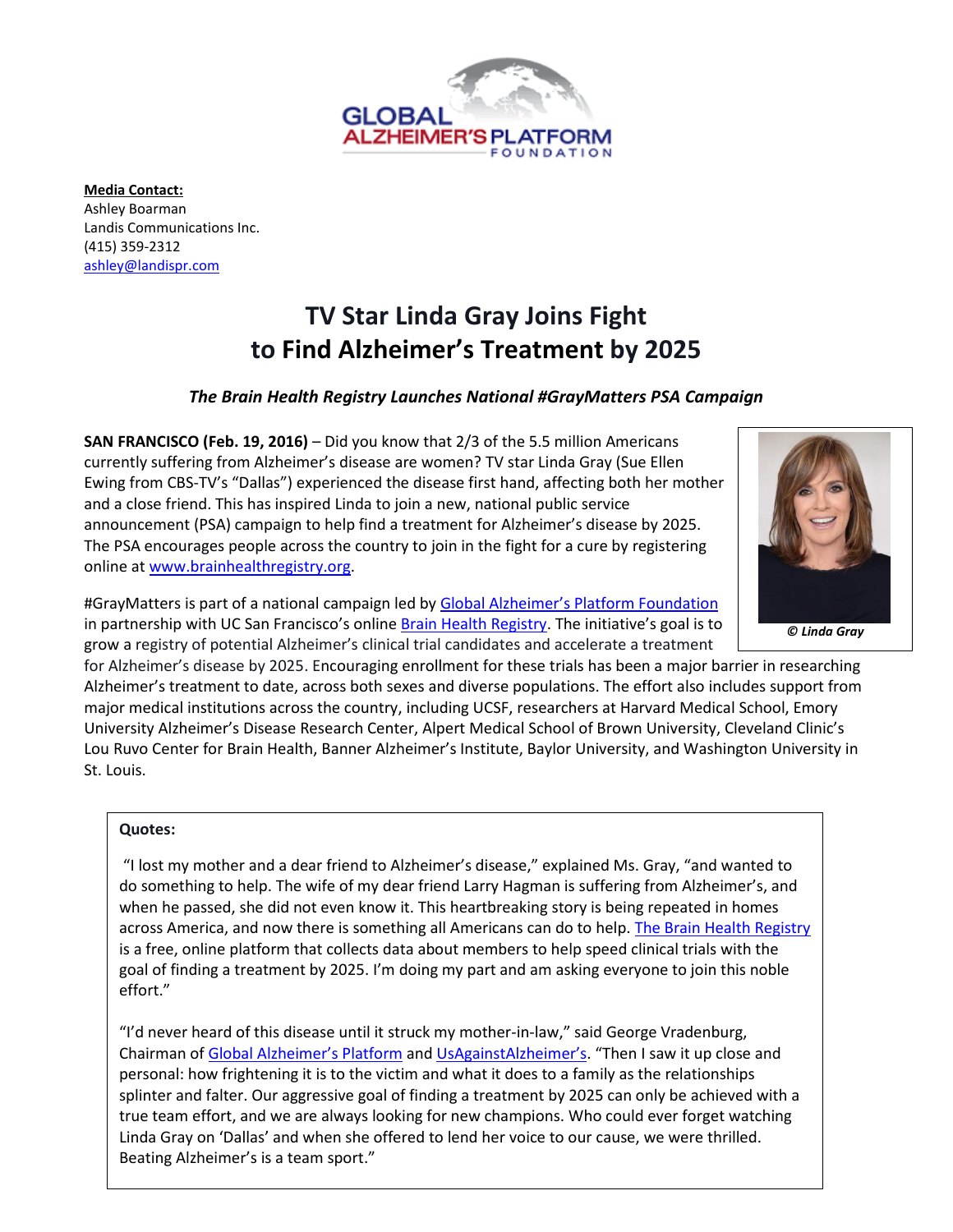**Media Contact:**
Ashley Boarman
Landis Communications Inc.
(415) 359-2312
ashley@landispr.com

# TV Star Linda Gray Joins Fight to Find Alzheimer's Treatment by 2025

***The Brain Health Registry Launches National #GrayMatters PSA Campaign***

**SAN FRANCISCO (Feb. 19, 2016)** – Did you know that 2/3 of the 5.5 million Americans currently suffering from Alzheimer's disease are women? TV star Linda Gray (Sue Ellen Ewing from CBS-TV's "Dallas") experienced the disease first hand, affecting both her mother and a close friend. This has inspired Linda to join a new, national public service announcement (PSA) campaign to help find a treatment for Alzheimer's disease by 2025. The PSA encourages people across the country to join in the fight for a cure by registering online at www.brainhealthregistry.org.

***© Linda Gray***

#GrayMatters is part of a national campaign led by Global Alzheimer's Platform Foundation in partnership with UC San Francisco's online Brain Health Registry. The initiative's goal is to grow a registry of potential Alzheimer's clinical trial candidates and accelerate a treatment for Alzheimer's disease by 2025. Encouraging enrollment for these trials has been a major barrier in researching Alzheimer's treatment to date, across both sexes and diverse populations. The effort also includes support from major medical institutions across the country, including UCSF, researchers at Harvard Medical School, Emory University Alzheimer's Disease Research Center, Alpert Medical School of Brown University, Cleveland Clinic's Lou Ruvo Center for Brain Health, Banner Alzheimer's Institute, Baylor University, and Washington University in St. Louis.

**Quotes:**

"I lost my mother and a dear friend to Alzheimer's disease," explained Ms. Gray, "and wanted to do something to help. The wife of my dear friend Larry Hagman is suffering from Alzheimer's, and when he passed, she did not even know it. This heartbreaking story is being repeated in homes across America, and now there is something all Americans can do to help. The Brain Health Registry is a free, online platform that collects data about members to help speed clinical trials with the goal of finding a treatment by 2025. I'm doing my part and am asking everyone to join this noble effort."

"I'd never heard of this disease until it struck my mother-in-law," said George Vradenburg, Chairman of Global Alzheimer's Platform and UsAgainstAlzheimer's. "Then I saw it up close and personal: how frightening it is to the victim and what it does to a family as the relationships splinter and falter. Our aggressive goal of finding a treatment by 2025 can only be achieved with a true team effort, and we are always looking for new champions. Who could ever forget watching Linda Gray on 'Dallas' and when she offered to lend her voice to our cause, we were thrilled. Beating Alzheimer's is a team sport."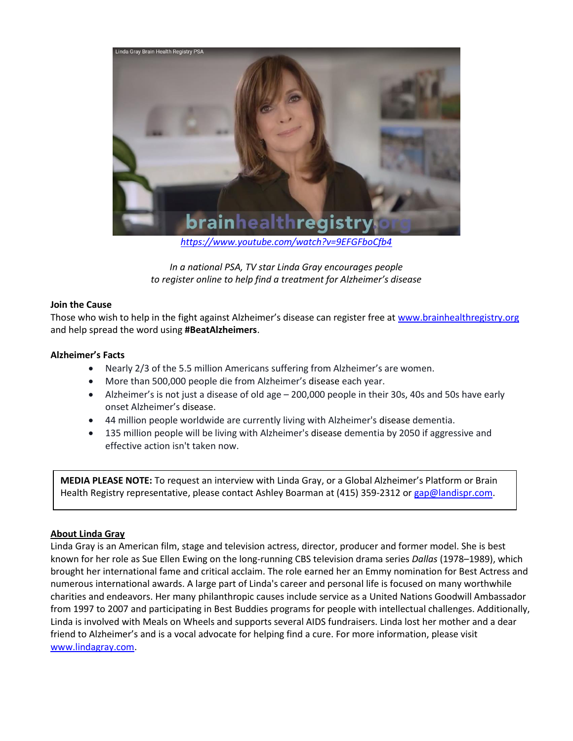https://www.youtube.com/watch?v=9EFGFboCfb4

*In a national PSA, TV star Linda Gray encourages people to register online to help find a treatment for Alzheimer's disease*

**Join the Cause**

Those who wish to help in the fight against Alzheimer's disease can register free at www.brainhealthregistry.org and help spread the word using **#BeatAlzheimers**.

**Alzheimer's Facts**

- Nearly 2/3 of the 5.5 million Americans suffering from Alzheimer's are women.
- More than 500,000 people die from Alzheimer's disease each year.
- Alzheimer's is not just a disease of old age – 200,000 people in their 30s, 40s and 50s have early onset Alzheimer's disease.
- 44 million people worldwide are currently living with Alzheimer's disease dementia.
- 135 million people will be living with Alzheimer's disease dementia by 2050 if aggressive and effective action isn't taken now.

**MEDIA PLEASE NOTE:** To request an interview with Linda Gray, or a Global Alzheimer's Platform or Brain Health Registry representative, please contact Ashley Boarman at (415) 359-2312 or gap@landispr.com.

**About Linda Gray**

Linda Gray is an American film, stage and television actress, director, producer and former model. She is best known for her role as Sue Ellen Ewing on the long-running CBS television drama series *Dallas* (1978–1989), which brought her international fame and critical acclaim. The role earned her an Emmy nomination for Best Actress and numerous international awards. A large part of Linda's career and personal life is focused on many worthwhile charities and endeavors. Her many philanthropic causes include service as a United Nations Goodwill Ambassador from 1997 to 2007 and participating in Best Buddies programs for people with intellectual challenges. Additionally, Linda is involved with Meals on Wheels and supports several AIDS fundraisers. Linda lost her mother and a dear friend to Alzheimer's and is a vocal advocate for helping find a cure. For more information, please visit www.lindagray.com.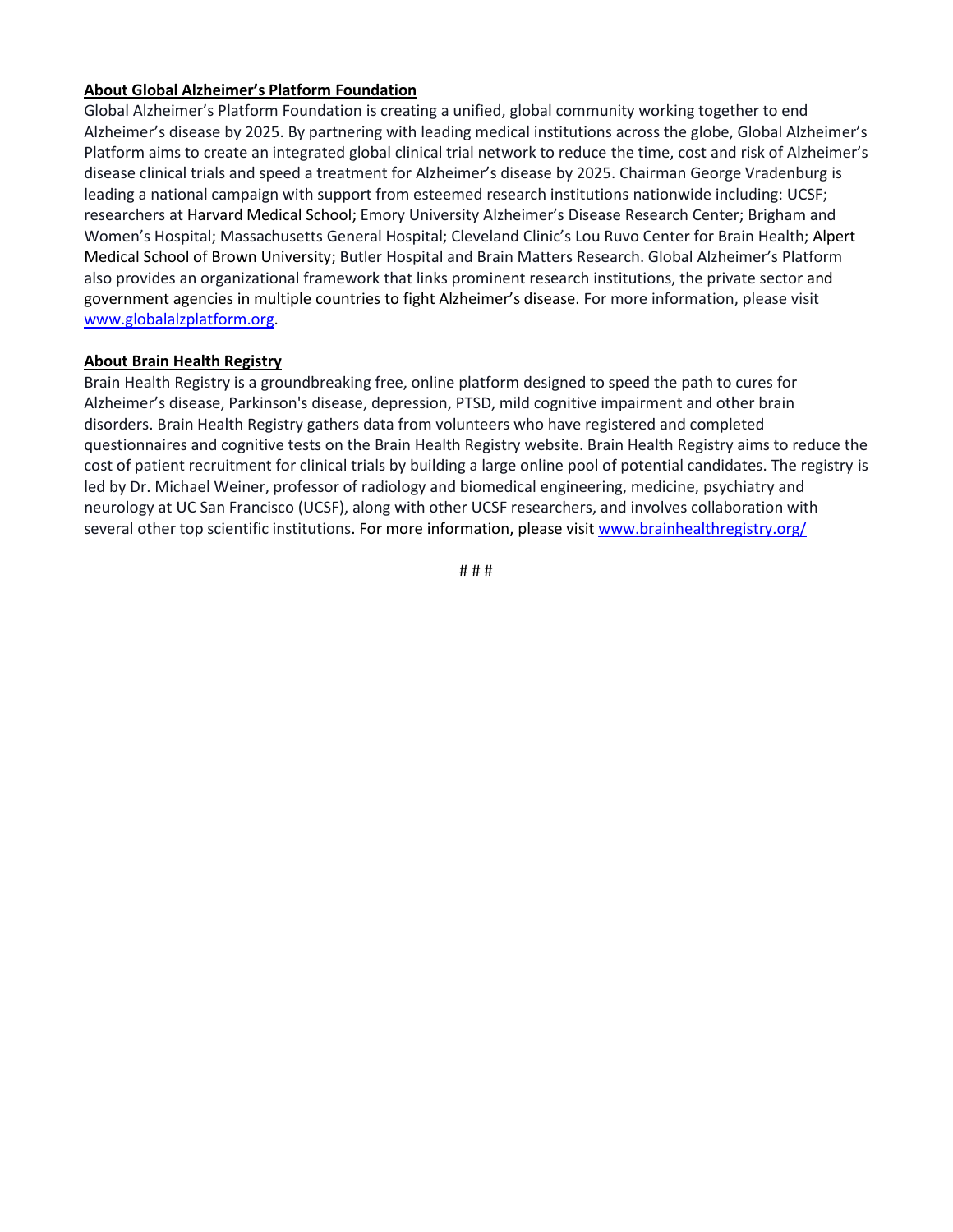**About Global Alzheimer's Platform Foundation**

Global Alzheimer's Platform Foundation is creating a unified, global community working together to end Alzheimer's disease by 2025. By partnering with leading medical institutions across the globe, Global Alzheimer's Platform aims to create an integrated global clinical trial network to reduce the time, cost and risk of Alzheimer's disease clinical trials and speed a treatment for Alzheimer's disease by 2025. Chairman George Vradenburg is leading a national campaign with support from esteemed research institutions nationwide including: UCSF; researchers at Harvard Medical School; Emory University Alzheimer's Disease Research Center; Brigham and Women's Hospital; Massachusetts General Hospital; Cleveland Clinic's Lou Ruvo Center for Brain Health; Alpert Medical School of Brown University; Butler Hospital and Brain Matters Research. Global Alzheimer's Platform also provides an organizational framework that links prominent research institutions, the private sector and government agencies in multiple countries to fight Alzheimer's disease. For more information, please visit www.globalalzplatform.org.

**About Brain Health Registry**

Brain Health Registry is a groundbreaking free, online platform designed to speed the path to cures for Alzheimer's disease, Parkinson's disease, depression, PTSD, mild cognitive impairment and other brain disorders. Brain Health Registry gathers data from volunteers who have registered and completed questionnaires and cognitive tests on the Brain Health Registry website. Brain Health Registry aims to reduce the cost of patient recruitment for clinical trials by building a large online pool of potential candidates. The registry is led by Dr. Michael Weiner, professor of radiology and biomedical engineering, medicine, psychiatry and neurology at UC San Francisco (UCSF), along with other UCSF researchers, and involves collaboration with several other top scientific institutions. For more information, please visit www.brainhealthregistry.org/

# # #